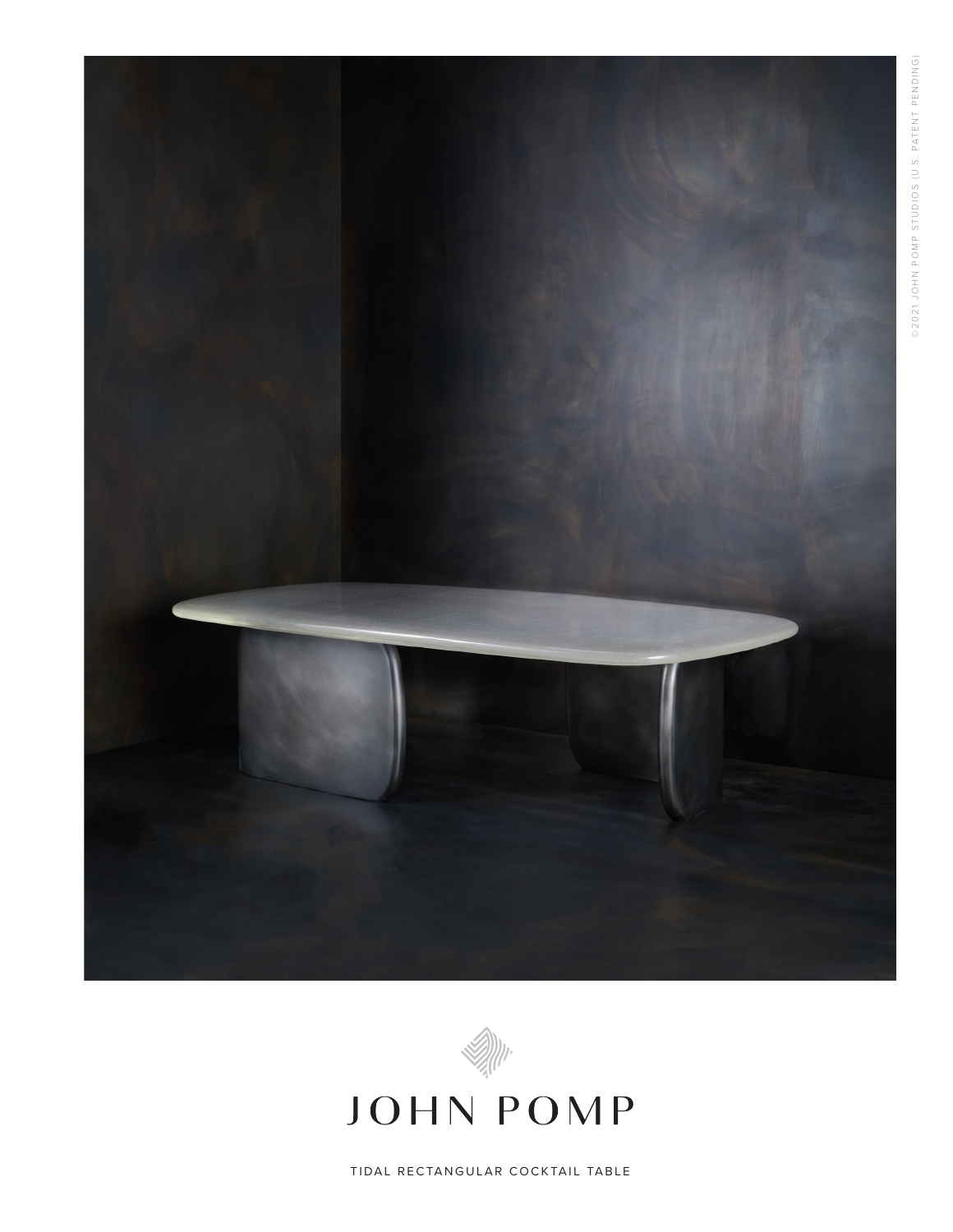©2021 JOHN POMP STUDIOS (U.S. PATENT PENDING)

# JOHN POMP

TIDAL RECTANGULAR COCKTAIL TABLE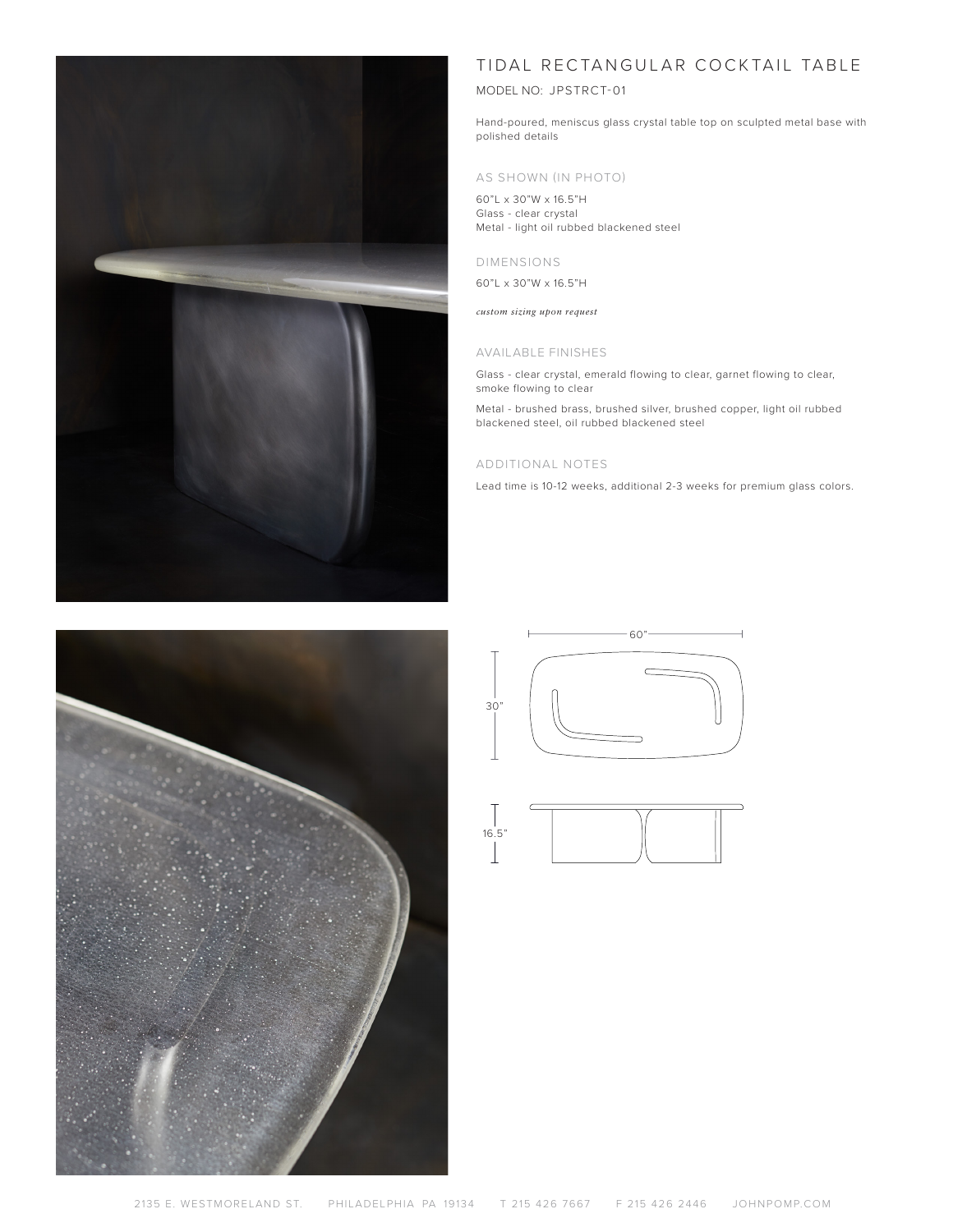# TIDAL RECTANGULAR COCKTAIL TABLE

MODEL NO: JPSTRCT-01

Hand-poured, meniscus glass crystal table top on sculpted metal base with polished details

## AS SHOWN (IN PHOTO)

60"L x 30"W x 16.5"H
Glass - clear crystal
Metal - light oil rubbed blackened steel

## DIMENSIONS

60"L x 30"W x 16.5"H

*custom sizing upon request*

## AVAILABLE FINISHES

Glass - clear crystal, emerald flowing to clear, garnet flowing to clear, smoke flowing to clear

Metal - brushed brass, brushed silver, brushed copper, light oil rubbed blackened steel, oil rubbed blackened steel

## ADDITIONAL NOTES

Lead time is 10-12 weeks, additional 2-3 weeks for premium glass colors.

60"

30"

16.5"

2135 E. WESTMORELAND ST. PHILADELPHIA PA 19134 T 215 426 7667 F 215 426 2446 JOHNPOMP.COM